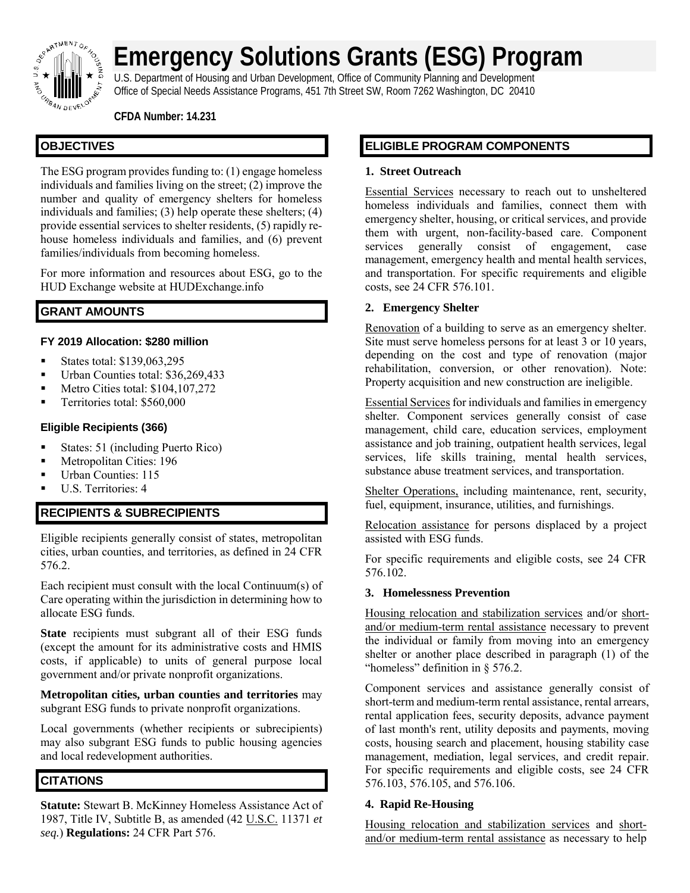# Emergency Solutions Grants (ESG) Program

U.S. Department of Housing and Urban Development, Office of Community Planning and Development
Office of Special Needs Assistance Programs, 451 7th Street SW, Room 7262 Washington, DC 20410

**CFDA Number: 14.231**

## OBJECTIVES

The ESG program provides funding to: (1) engage homeless individuals and families living on the street; (2) improve the number and quality of emergency shelters for homeless individuals and families; (3) help operate these shelters; (4) provide essential services to shelter residents, (5) rapidly re-house homeless individuals and families, and (6) prevent families/individuals from becoming homeless.

For more information and resources about ESG, go to the HUD Exchange website at HUDExchange.info

## GRANT AMOUNTS

### FY 2019 Allocation: $280 million

- States total: $139,063,295
- Urban Counties total: $36,269,433
- Metro Cities total: $104,107,272
- Territories total: $560,000

### Eligible Recipients (366)

- States: 51 (including Puerto Rico)
- Metropolitan Cities: 196
- Urban Counties: 115
- U.S. Territories: 4

## RECIPIENTS & SUBRECIPIENTS

Eligible recipients generally consist of states, metropolitan cities, urban counties, and territories, as defined in 24 CFR 576.2.

Each recipient must consult with the local Continuum(s) of Care operating within the jurisdiction in determining how to allocate ESG funds.

**State** recipients must subgrant all of their ESG funds (except the amount for its administrative costs and HMIS costs, if applicable) to units of general purpose local government and/or private nonprofit organizations.

**Metropolitan cities, urban counties and territories** may subgrant ESG funds to private nonprofit organizations.

Local governments (whether recipients or subrecipients) may also subgrant ESG funds to public housing agencies and local redevelopment authorities.

## CITATIONS

**Statute:** Stewart B. McKinney Homeless Assistance Act of 1987, Title IV, Subtitle B, as amended (42 U.S.C. 11371 *et seq.*) **Regulations:** 24 CFR Part 576.

## ELIGIBLE PROGRAM COMPONENTS

**1. Street Outreach**

Essential Services necessary to reach out to unsheltered homeless individuals and families, connect them with emergency shelter, housing, or critical services, and provide them with urgent, non-facility-based care. Component services generally consist of engagement, case management, emergency health and mental health services, and transportation. For specific requirements and eligible costs, see 24 CFR 576.101.

**2. Emergency Shelter**

Renovation of a building to serve as an emergency shelter. Site must serve homeless persons for at least 3 or 10 years, depending on the cost and type of renovation (major rehabilitation, conversion, or other renovation). Note: Property acquisition and new construction are ineligible.

Essential Services for individuals and families in emergency shelter. Component services generally consist of case management, child care, education services, employment assistance and job training, outpatient health services, legal services, life skills training, mental health services, substance abuse treatment services, and transportation.

Shelter Operations, including maintenance, rent, security, fuel, equipment, insurance, utilities, and furnishings.

Relocation assistance for persons displaced by a project assisted with ESG funds.

For specific requirements and eligible costs, see 24 CFR 576.102.

**3. Homelessness Prevention**

Housing relocation and stabilization services and/or short- and/or medium-term rental assistance necessary to prevent the individual or family from moving into an emergency shelter or another place described in paragraph (1) of the "homeless" definition in § 576.2.

Component services and assistance generally consist of short-term and medium-term rental assistance, rental arrears, rental application fees, security deposits, advance payment of last month's rent, utility deposits and payments, moving costs, housing search and placement, housing stability case management, mediation, legal services, and credit repair. For specific requirements and eligible costs, see 24 CFR 576.103, 576.105, and 576.106.

**4. Rapid Re-Housing**

Housing relocation and stabilization services and short- and/or medium-term rental assistance as necessary to help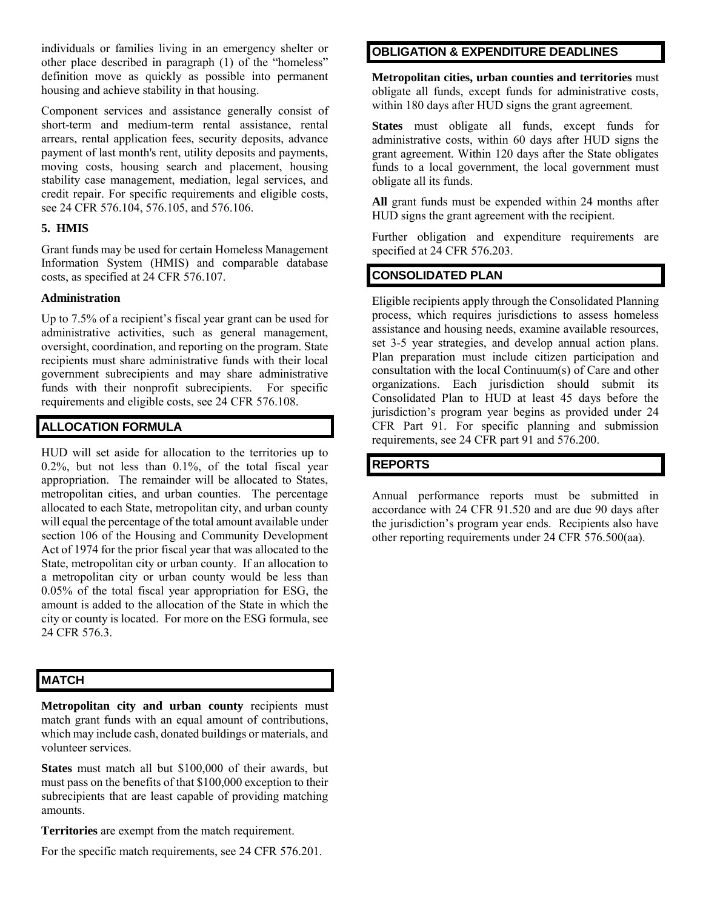individuals or families living in an emergency shelter or other place described in paragraph (1) of the "homeless" definition move as quickly as possible into permanent housing and achieve stability in that housing.

Component services and assistance generally consist of short-term and medium-term rental assistance, rental arrears, rental application fees, security deposits, advance payment of last month's rent, utility deposits and payments, moving costs, housing search and placement, housing stability case management, mediation, legal services, and credit repair. For specific requirements and eligible costs, see 24 CFR 576.104, 576.105, and 576.106.

### 5. HMIS

Grant funds may be used for certain Homeless Management Information System (HMIS) and comparable database costs, as specified at 24 CFR 576.107.

### Administration

Up to 7.5% of a recipient's fiscal year grant can be used for administrative activities, such as general management, oversight, coordination, and reporting on the program. State recipients must share administrative funds with their local government subrecipients and may share administrative funds with their nonprofit subrecipients. For specific requirements and eligible costs, see 24 CFR 576.108.

## ALLOCATION FORMULA

HUD will set aside for allocation to the territories up to 0.2%, but not less than 0.1%, of the total fiscal year appropriation. The remainder will be allocated to States, metropolitan cities, and urban counties. The percentage allocated to each State, metropolitan city, and urban county will equal the percentage of the total amount available under section 106 of the Housing and Community Development Act of 1974 for the prior fiscal year that was allocated to the State, metropolitan city or urban county. If an allocation to a metropolitan city or urban county would be less than 0.05% of the total fiscal year appropriation for ESG, the amount is added to the allocation of the State in which the city or county is located. For more on the ESG formula, see 24 CFR 576.3.

## MATCH

**Metropolitan city and urban county** recipients must match grant funds with an equal amount of contributions, which may include cash, donated buildings or materials, and volunteer services.

**States** must match all but $100,000 of their awards, but must pass on the benefits of that $100,000 exception to their subrecipients that are least capable of providing matching amounts.

**Territories** are exempt from the match requirement.

For the specific match requirements, see 24 CFR 576.201.

## OBLIGATION & EXPENDITURE DEADLINES

**Metropolitan cities, urban counties and territories** must obligate all funds, except funds for administrative costs, within 180 days after HUD signs the grant agreement.

**States** must obligate all funds, except funds for administrative costs, within 60 days after HUD signs the grant agreement. Within 120 days after the State obligates funds to a local government, the local government must obligate all its funds.

**All** grant funds must be expended within 24 months after HUD signs the grant agreement with the recipient.

Further obligation and expenditure requirements are specified at 24 CFR 576.203.

## CONSOLIDATED PLAN

Eligible recipients apply through the Consolidated Planning process, which requires jurisdictions to assess homeless assistance and housing needs, examine available resources, set 3-5 year strategies, and develop annual action plans. Plan preparation must include citizen participation and consultation with the local Continuum(s) of Care and other organizations. Each jurisdiction should submit its Consolidated Plan to HUD at least 45 days before the jurisdiction's program year begins as provided under 24 CFR Part 91. For specific planning and submission requirements, see 24 CFR part 91 and 576.200.

## REPORTS

Annual performance reports must be submitted in accordance with 24 CFR 91.520 and are due 90 days after the jurisdiction's program year ends. Recipients also have other reporting requirements under 24 CFR 576.500(aa).